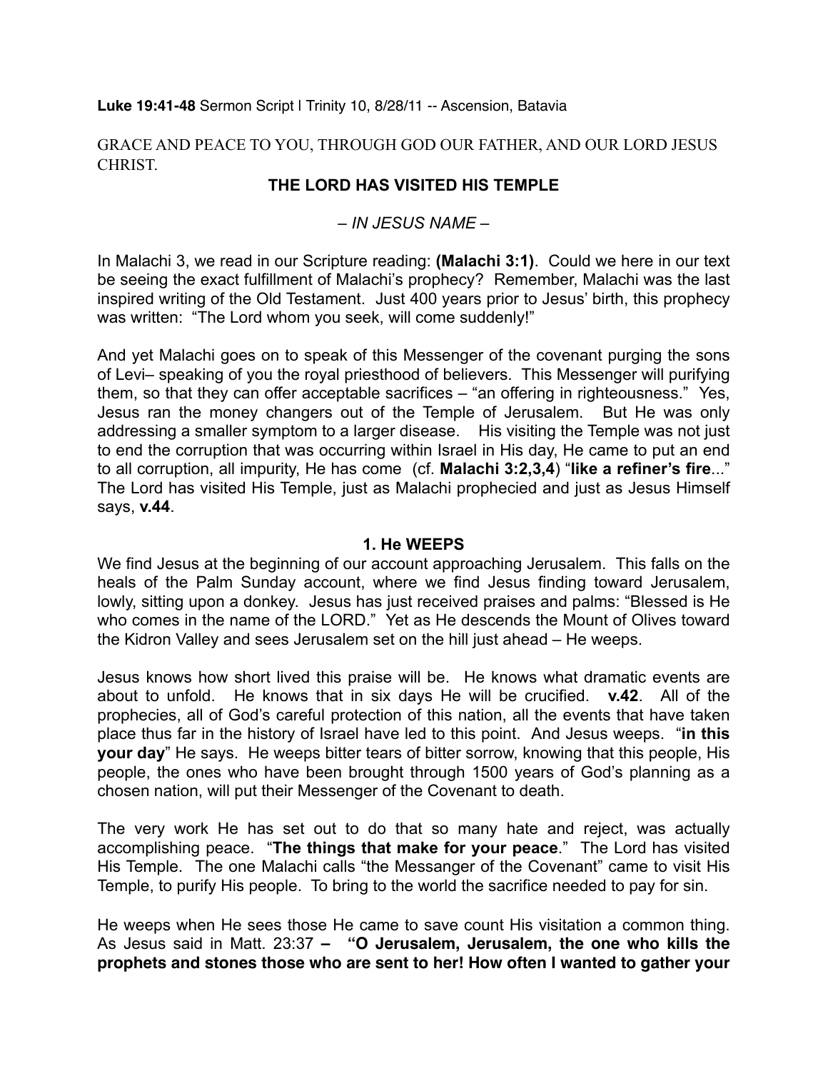**Luke 19:41-48** Sermon Script | Trinity 10, 8/28/11 -- Ascension, Batavia

GRACE AND PEACE TO YOU, THROUGH GOD OUR FATHER, AND OUR LORD JESUS CHRIST.

# THE LORD HAS VISITED HIS TEMPLE

*– IN JESUS NAME –*

In Malachi 3, we read in our Scripture reading: **(Malachi 3:1)**. Could we here in our text be seeing the exact fulfillment of Malachi's prophecy? Remember, Malachi was the last inspired writing of the Old Testament. Just 400 years prior to Jesus' birth, this prophecy was written: "The Lord whom you seek, will come suddenly!"

And yet Malachi goes on to speak of this Messenger of the covenant purging the sons of Levi– speaking of you the royal priesthood of believers. This Messenger will purifying them, so that they can offer acceptable sacrifices – "an offering in righteousness." Yes, Jesus ran the money changers out of the Temple of Jerusalem. But He was only addressing a smaller symptom to a larger disease. His visiting the Temple was not just to end the corruption that was occurring within Israel in His day, He came to put an end to all corruption, all impurity, He has come (cf. **Malachi 3:2,3,4**) "**like a refiner's fire**..." The Lord has visited His Temple, just as Malachi prophecied and just as Jesus Himself says, **v.44**.

## 1. He WEEPS

We find Jesus at the beginning of our account approaching Jerusalem. This falls on the heals of the Palm Sunday account, where we find Jesus finding toward Jerusalem, lowly, sitting upon a donkey. Jesus has just received praises and palms: "Blessed is He who comes in the name of the LORD." Yet as He descends the Mount of Olives toward the Kidron Valley and sees Jerusalem set on the hill just ahead – He weeps.

Jesus knows how short lived this praise will be. He knows what dramatic events are about to unfold. He knows that in six days He will be crucified. **v.42**. All of the prophecies, all of God's careful protection of this nation, all the events that have taken place thus far in the history of Israel have led to this point. And Jesus weeps. "**in this your day**" He says. He weeps bitter tears of bitter sorrow, knowing that this people, His people, the ones who have been brought through 1500 years of God's planning as a chosen nation, will put their Messenger of the Covenant to death.

The very work He has set out to do that so many hate and reject, was actually accomplishing peace. "**The things that make for your peace**." The Lord has visited His Temple. The one Malachi calls "the Messanger of the Covenant" came to visit His Temple, to purify His people. To bring to the world the sacrifice needed to pay for sin.

He weeps when He sees those He came to save count His visitation a common thing. As Jesus said in Matt. 23:37 **– "O Jerusalem, Jerusalem, the one who kills the prophets and stones those who are sent to her! How often I wanted to gather your**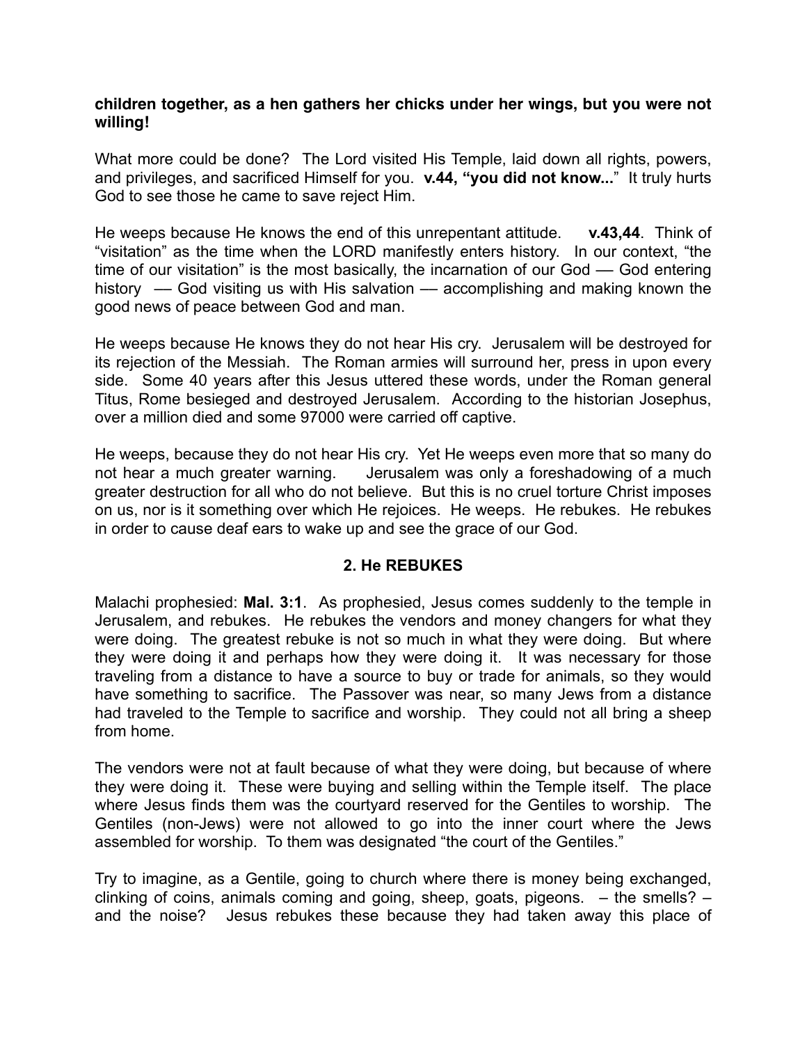**children together, as a hen gathers her chicks under her wings, but you were not willing!**

What more could be done? The Lord visited His Temple, laid down all rights, powers, and privileges, and sacrificed Himself for you. **v.44, "you did not know...**" It truly hurts God to see those he came to save reject Him.

He weeps because He knows the end of this unrepentant attitude. **v.43,44**. Think of "visitation" as the time when the LORD manifestly enters history. In our context, "the time of our visitation" is the most basically, the incarnation of our God — God entering history — God visiting us with His salvation — accomplishing and making known the good news of peace between God and man.

He weeps because He knows they do not hear His cry. Jerusalem will be destroyed for its rejection of the Messiah. The Roman armies will surround her, press in upon every side. Some 40 years after this Jesus uttered these words, under the Roman general Titus, Rome besieged and destroyed Jerusalem. According to the historian Josephus, over a million died and some 97000 were carried off captive.

He weeps, because they do not hear His cry. Yet He weeps even more that so many do not hear a much greater warning. Jerusalem was only a foreshadowing of a much greater destruction for all who do not believe. But this is no cruel torture Christ imposes on us, nor is it something over which He rejoices. He weeps. He rebukes. He rebukes in order to cause deaf ears to wake up and see the grace of our God.

## 2. He REBUKES

Malachi prophesied: **Mal. 3:1**. As prophesied, Jesus comes suddenly to the temple in Jerusalem, and rebukes. He rebukes the vendors and money changers for what they were doing. The greatest rebuke is not so much in what they were doing. But where they were doing it and perhaps how they were doing it. It was necessary for those traveling from a distance to have a source to buy or trade for animals, so they would have something to sacrifice. The Passover was near, so many Jews from a distance had traveled to the Temple to sacrifice and worship. They could not all bring a sheep from home.

The vendors were not at fault because of what they were doing, but because of where they were doing it. These were buying and selling within the Temple itself. The place where Jesus finds them was the courtyard reserved for the Gentiles to worship. The Gentiles (non-Jews) were not allowed to go into the inner court where the Jews assembled for worship. To them was designated "the court of the Gentiles."

Try to imagine, as a Gentile, going to church where there is money being exchanged, clinking of coins, animals coming and going, sheep, goats, pigeons. – the smells? – and the noise? Jesus rebukes these because they had taken away this place of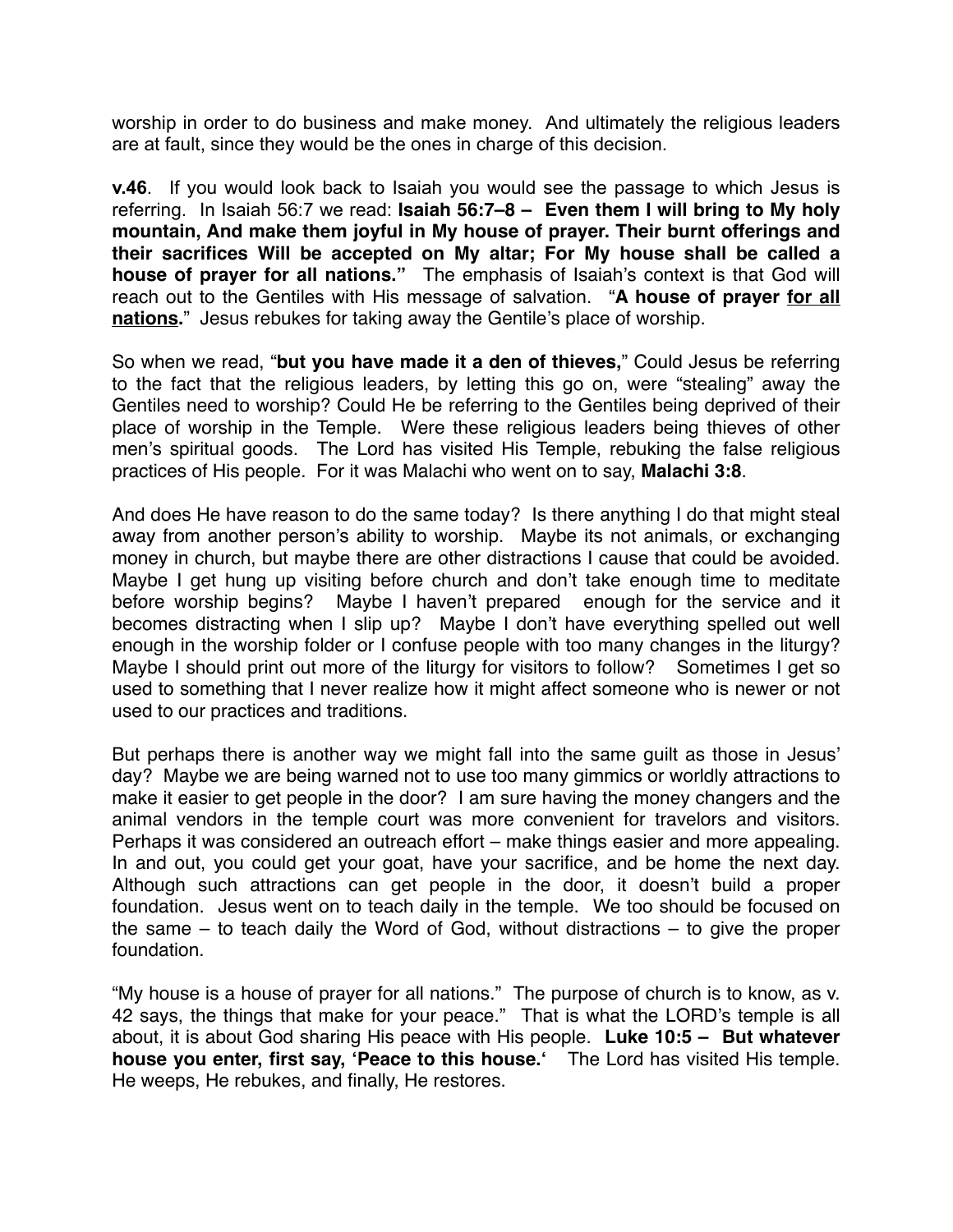worship in order to do business and make money. And ultimately the religious leaders are at fault, since they would be the ones in charge of this decision.

**v.46**. If you would look back to Isaiah you would see the passage to which Jesus is referring. In Isaiah 56:7 we read: **Isaiah 56:7–8 – Even them I will bring to My holy mountain, And make them joyful in My house of prayer. Their burnt offerings and their sacrifices Will be accepted on My altar; For My house shall be called a house of prayer for all nations."** The emphasis of Isaiah's context is that God will reach out to the Gentiles with His message of salvation. "**A house of prayer <u>for all nations</u>.**" Jesus rebukes for taking away the Gentile's place of worship.

So when we read, "**but you have made it a den of thieves,**" Could Jesus be referring to the fact that the religious leaders, by letting this go on, were "stealing" away the Gentiles need to worship? Could He be referring to the Gentiles being deprived of their place of worship in the Temple. Were these religious leaders being thieves of other men's spiritual goods. The Lord has visited His Temple, rebuking the false religious practices of His people. For it was Malachi who went on to say, **Malachi 3:8**.

And does He have reason to do the same today? Is there anything I do that might steal away from another person's ability to worship. Maybe its not animals, or exchanging money in church, but maybe there are other distractions I cause that could be avoided. Maybe I get hung up visiting before church and don't take enough time to meditate before worship begins? Maybe I haven't prepared enough for the service and it becomes distracting when I slip up? Maybe I don't have everything spelled out well enough in the worship folder or I confuse people with too many changes in the liturgy? Maybe I should print out more of the liturgy for visitors to follow? Sometimes I get so used to something that I never realize how it might affect someone who is newer or not used to our practices and traditions.

But perhaps there is another way we might fall into the same guilt as those in Jesus' day? Maybe we are being warned not to use too many gimmics or worldly attractions to make it easier to get people in the door? I am sure having the money changers and the animal vendors in the temple court was more convenient for travelors and visitors. Perhaps it was considered an outreach effort – make things easier and more appealing. In and out, you could get your goat, have your sacrifice, and be home the next day. Although such attractions can get people in the door, it doesn't build a proper foundation. Jesus went on to teach daily in the temple. We too should be focused on the same – to teach daily the Word of God, without distractions – to give the proper foundation.

"My house is a house of prayer for all nations." The purpose of church is to know, as v. 42 says, the things that make for your peace." That is what the LORD's temple is all about, it is about God sharing His peace with His people. **Luke 10:5 – But whatever house you enter, first say, 'Peace to this house.'** The Lord has visited His temple. He weeps, He rebukes, and finally, He restores.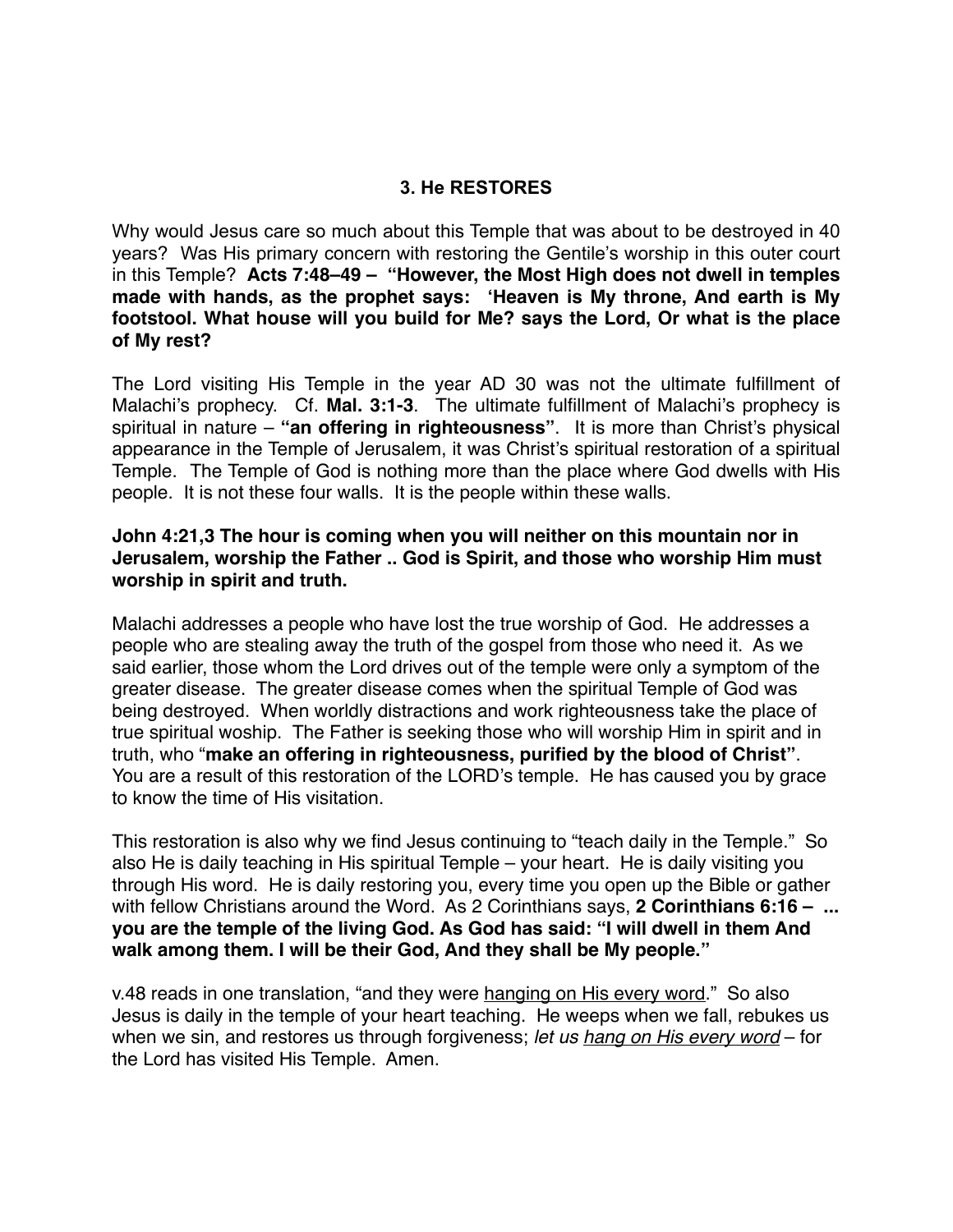### 3. He RESTORES

Why would Jesus care so much about this Temple that was about to be destroyed in 40 years? Was His primary concern with restoring the Gentile's worship in this outer court in this Temple? **Acts 7:48–49 – "However, the Most High does not dwell in temples made with hands, as the prophet says: 'Heaven is My throne, And earth is My footstool. What house will you build for Me? says the Lord, Or what is the place of My rest?**

The Lord visiting His Temple in the year AD 30 was not the ultimate fulfillment of Malachi's prophecy. Cf. **Mal. 3:1-3**. The ultimate fulfillment of Malachi's prophecy is spiritual in nature – **"an offering in righteousness"**. It is more than Christ's physical appearance in the Temple of Jerusalem, it was Christ's spiritual restoration of a spiritual Temple. The Temple of God is nothing more than the place where God dwells with His people. It is not these four walls. It is the people within these walls.

**John 4:21,3 The hour is coming when you will neither on this mountain nor in Jerusalem, worship the Father .. God is Spirit, and those who worship Him must worship in spirit and truth.**

Malachi addresses a people who have lost the true worship of God. He addresses a people who are stealing away the truth of the gospel from those who need it. As we said earlier, those whom the Lord drives out of the temple were only a symptom of the greater disease. The greater disease comes when the spiritual Temple of God was being destroyed. When worldly distractions and work righteousness take the place of true spiritual woship. The Father is seeking those who will worship Him in spirit and in truth, who "**make an offering in righteousness, purified by the blood of Christ"**. You are a result of this restoration of the LORD's temple. He has caused you by grace to know the time of His visitation.

This restoration is also why we find Jesus continuing to "teach daily in the Temple." So also He is daily teaching in His spiritual Temple – your heart. He is daily visiting you through His word. He is daily restoring you, every time you open up the Bible or gather with fellow Christians around the Word. As 2 Corinthians says, **2 Corinthians 6:16 – ... you are the temple of the living God. As God has said: "I will dwell in them And walk among them. I will be their God, And they shall be My people."**

v.48 reads in one translation, "and they were <u>hanging on His every word</u>." So also Jesus is daily in the temple of your heart teaching. He weeps when we fall, rebukes us when we sin, and restores us through forgiveness; *let us <u>hang on His every word</u>* – for the Lord has visited His Temple. Amen.